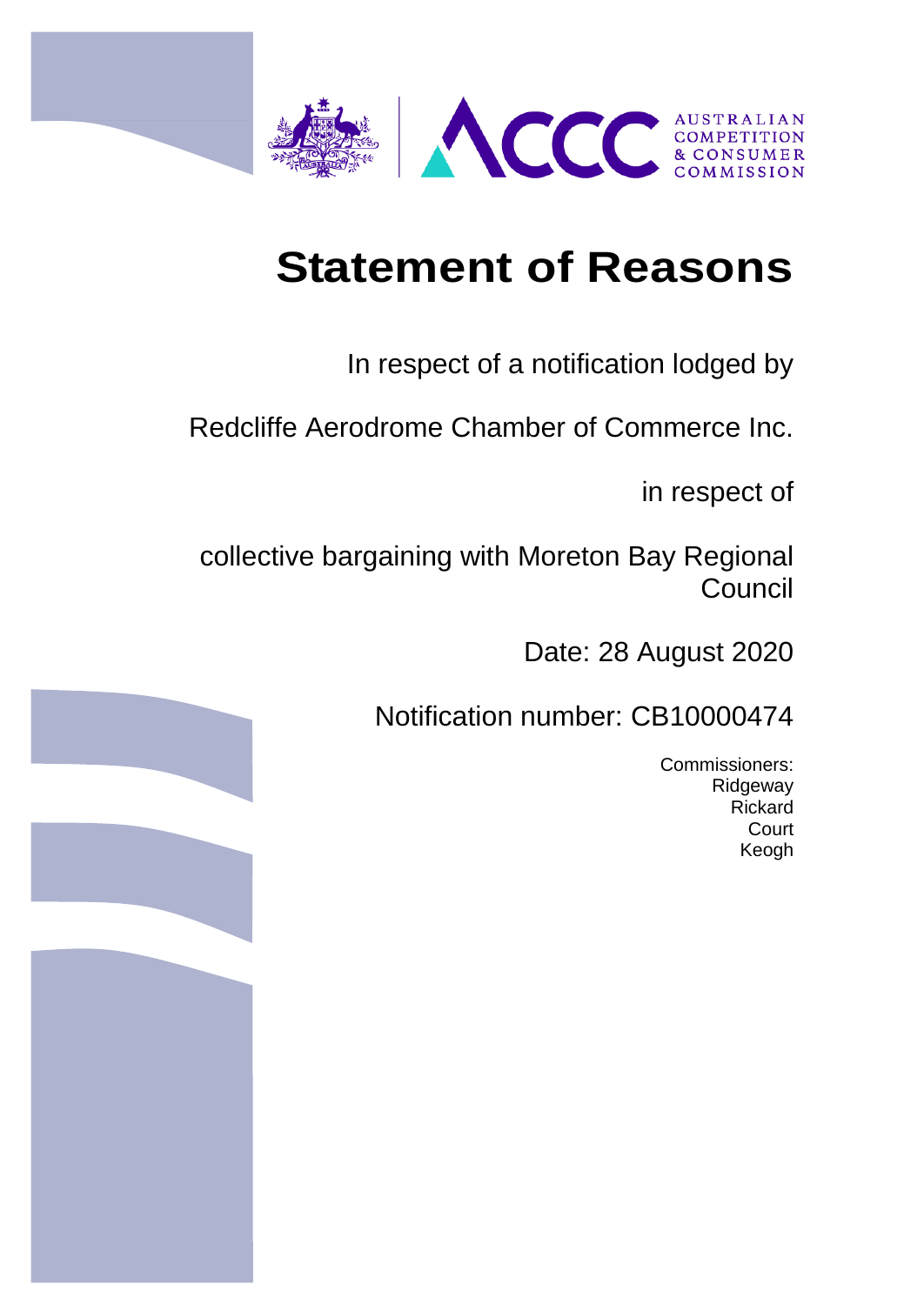# Statement of Reasons

In respect of a notification lodged by

Redcliffe Aerodrome Chamber of Commerce Inc.

in respect of

collective bargaining with Moreton Bay Regional Council

Date: 28 August 2020

Notification number: CB10000474

Commissioners:
Ridgeway
Rickard
Court
Keogh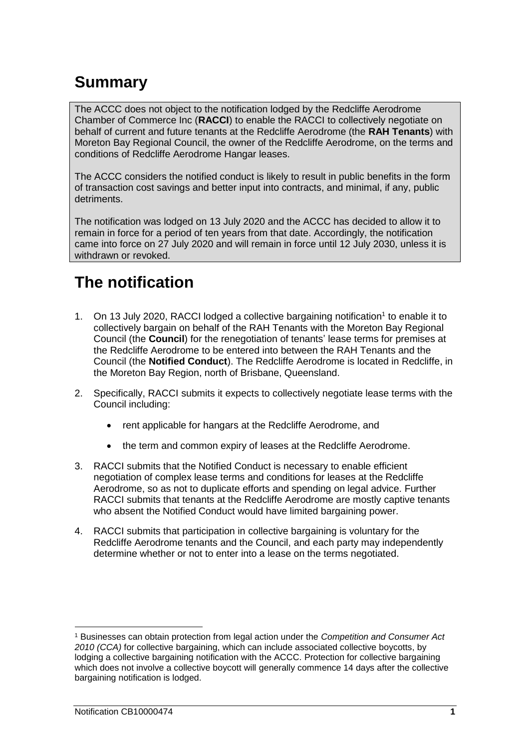# Summary

The ACCC does not object to the notification lodged by the Redcliffe Aerodrome Chamber of Commerce Inc (**RACCI**) to enable the RACCI to collectively negotiate on behalf of current and future tenants at the Redcliffe Aerodrome (the **RAH Tenants**) with Moreton Bay Regional Council, the owner of the Redcliffe Aerodrome, on the terms and conditions of Redcliffe Aerodrome Hangar leases.

The ACCC considers the notified conduct is likely to result in public benefits in the form of transaction cost savings and better input into contracts, and minimal, if any, public detriments.

The notification was lodged on 13 July 2020 and the ACCC has decided to allow it to remain in force for a period of ten years from that date. Accordingly, the notification came into force on 27 July 2020 and will remain in force until 12 July 2030, unless it is withdrawn or revoked.

# The notification

1. On 13 July 2020, RACCI lodged a collective bargaining notification[1] to enable it to collectively bargain on behalf of the RAH Tenants with the Moreton Bay Regional Council (the **Council**) for the renegotiation of tenants' lease terms for premises at the Redcliffe Aerodrome to be entered into between the RAH Tenants and the Council (the **Notified Conduct**). The Redcliffe Aerodrome is located in Redcliffe, in the Moreton Bay Region, north of Brisbane, Queensland.

2. Specifically, RACCI submits it expects to collectively negotiate lease terms with the Council including:

    - rent applicable for hangars at the Redcliffe Aerodrome, and
    - the term and common expiry of leases at the Redcliffe Aerodrome.

3. RACCI submits that the Notified Conduct is necessary to enable efficient negotiation of complex lease terms and conditions for leases at the Redcliffe Aerodrome, so as not to duplicate efforts and spending on legal advice. Further RACCI submits that tenants at the Redcliffe Aerodrome are mostly captive tenants who absent the Notified Conduct would have limited bargaining power.

4. RACCI submits that participation in collective bargaining is voluntary for the Redcliffe Aerodrome tenants and the Council, and each party may independently determine whether or not to enter into a lease on the terms negotiated.

---

[1] Businesses can obtain protection from legal action under the *Competition and Consumer Act 2010 (CCA)* for collective bargaining, which can include associated collective boycotts, by lodging a collective bargaining notification with the ACCC. Protection for collective bargaining which does not involve a collective boycott will generally commence 14 days after the collective bargaining notification is lodged.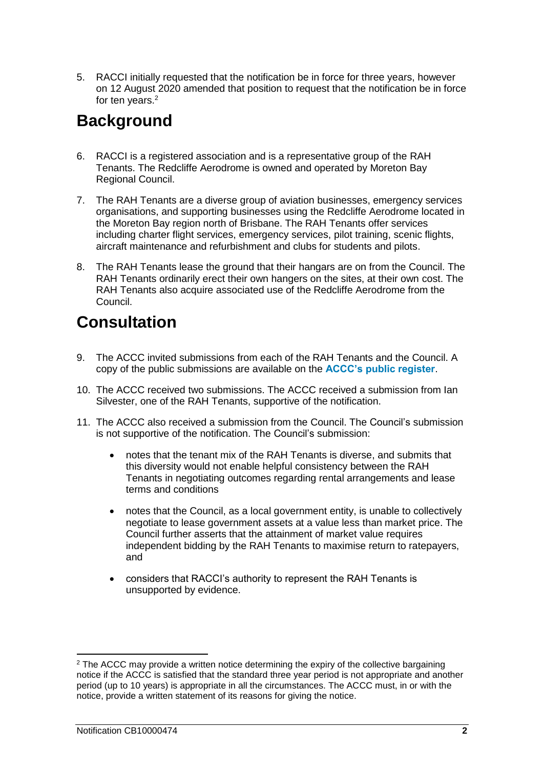5. RACCI initially requested that the notification be in force for three years, however on 12 August 2020 amended that position to request that the notification be in force for ten years.[2]

## Background

6. RACCI is a registered association and is a representative group of the RAH Tenants. The Redcliffe Aerodrome is owned and operated by Moreton Bay Regional Council.

7. The RAH Tenants are a diverse group of aviation businesses, emergency services organisations, and supporting businesses using the Redcliffe Aerodrome located in the Moreton Bay region north of Brisbane. The RAH Tenants offer services including charter flight services, emergency services, pilot training, scenic flights, aircraft maintenance and refurbishment and clubs for students and pilots.

8. The RAH Tenants lease the ground that their hangars are on from the Council. The RAH Tenants ordinarily erect their own hangers on the sites, at their own cost. The RAH Tenants also acquire associated use of the Redcliffe Aerodrome from the Council.

## Consultation

9. The ACCC invited submissions from each of the RAH Tenants and the Council. A copy of the public submissions are available on the **ACCC's public register**.

10. The ACCC received two submissions. The ACCC received a submission from Ian Silvester, one of the RAH Tenants, supportive of the notification.

11. The ACCC also received a submission from the Council. The Council's submission is not supportive of the notification. The Council's submission:

    - notes that the tenant mix of the RAH Tenants is diverse, and submits that this diversity would not enable helpful consistency between the RAH Tenants in negotiating outcomes regarding rental arrangements and lease terms and conditions

    - notes that the Council, as a local government entity, is unable to collectively negotiate to lease government assets at a value less than market price. The Council further asserts that the attainment of market value requires independent bidding by the RAH Tenants to maximise return to ratepayers, and

    - considers that RACCI's authority to represent the RAH Tenants is unsupported by evidence.

---

[2] The ACCC may provide a written notice determining the expiry of the collective bargaining notice if the ACCC is satisfied that the standard three year period is not appropriate and another period (up to 10 years) is appropriate in all the circumstances. The ACCC must, in or with the notice, provide a written statement of its reasons for giving the notice.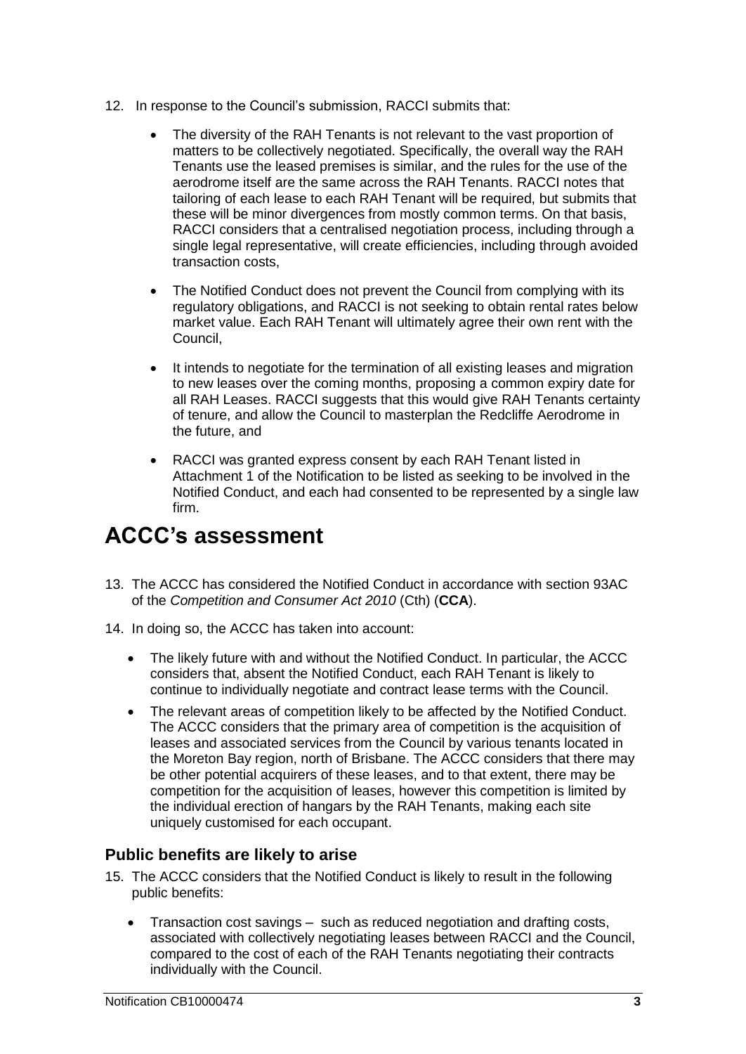12. In response to the Council's submission, RACCI submits that:

    - The diversity of the RAH Tenants is not relevant to the vast proportion of matters to be collectively negotiated. Specifically, the overall way the RAH Tenants use the leased premises is similar, and the rules for the use of the aerodrome itself are the same across the RAH Tenants. RACCI notes that tailoring of each lease to each RAH Tenant will be required, but submits that these will be minor divergences from mostly common terms. On that basis, RACCI considers that a centralised negotiation process, including through a single legal representative, will create efficiencies, including through avoided transaction costs,
    - The Notified Conduct does not prevent the Council from complying with its regulatory obligations, and RACCI is not seeking to obtain rental rates below market value. Each RAH Tenant will ultimately agree their own rent with the Council,
    - It intends to negotiate for the termination of all existing leases and migration to new leases over the coming months, proposing a common expiry date for all RAH Leases. RACCI suggests that this would give RAH Tenants certainty of tenure, and allow the Council to masterplan the Redcliffe Aerodrome in the future, and
    - RACCI was granted express consent by each RAH Tenant listed in Attachment 1 of the Notification to be listed as seeking to be involved in the Notified Conduct, and each had consented to be represented by a single law firm.

# ACCC's assessment

13. The ACCC has considered the Notified Conduct in accordance with section 93AC of the *Competition and Consumer Act 2010* (Cth) (**CCA**).

14. In doing so, the ACCC has taken into account:

    - The likely future with and without the Notified Conduct. In particular, the ACCC considers that, absent the Notified Conduct, each RAH Tenant is likely to continue to individually negotiate and contract lease terms with the Council.
    - The relevant areas of competition likely to be affected by the Notified Conduct. The ACCC considers that the primary area of competition is the acquisition of leases and associated services from the Council by various tenants located in the Moreton Bay region, north of Brisbane. The ACCC considers that there may be other potential acquirers of these leases, and to that extent, there may be competition for the acquisition of leases, however this competition is limited by the individual erection of hangars by the RAH Tenants, making each site uniquely customised for each occupant.

## Public benefits are likely to arise

15. The ACCC considers that the Notified Conduct is likely to result in the following public benefits:

    - Transaction cost savings – such as reduced negotiation and drafting costs, associated with collectively negotiating leases between RACCI and the Council, compared to the cost of each of the RAH Tenants negotiating their contracts individually with the Council.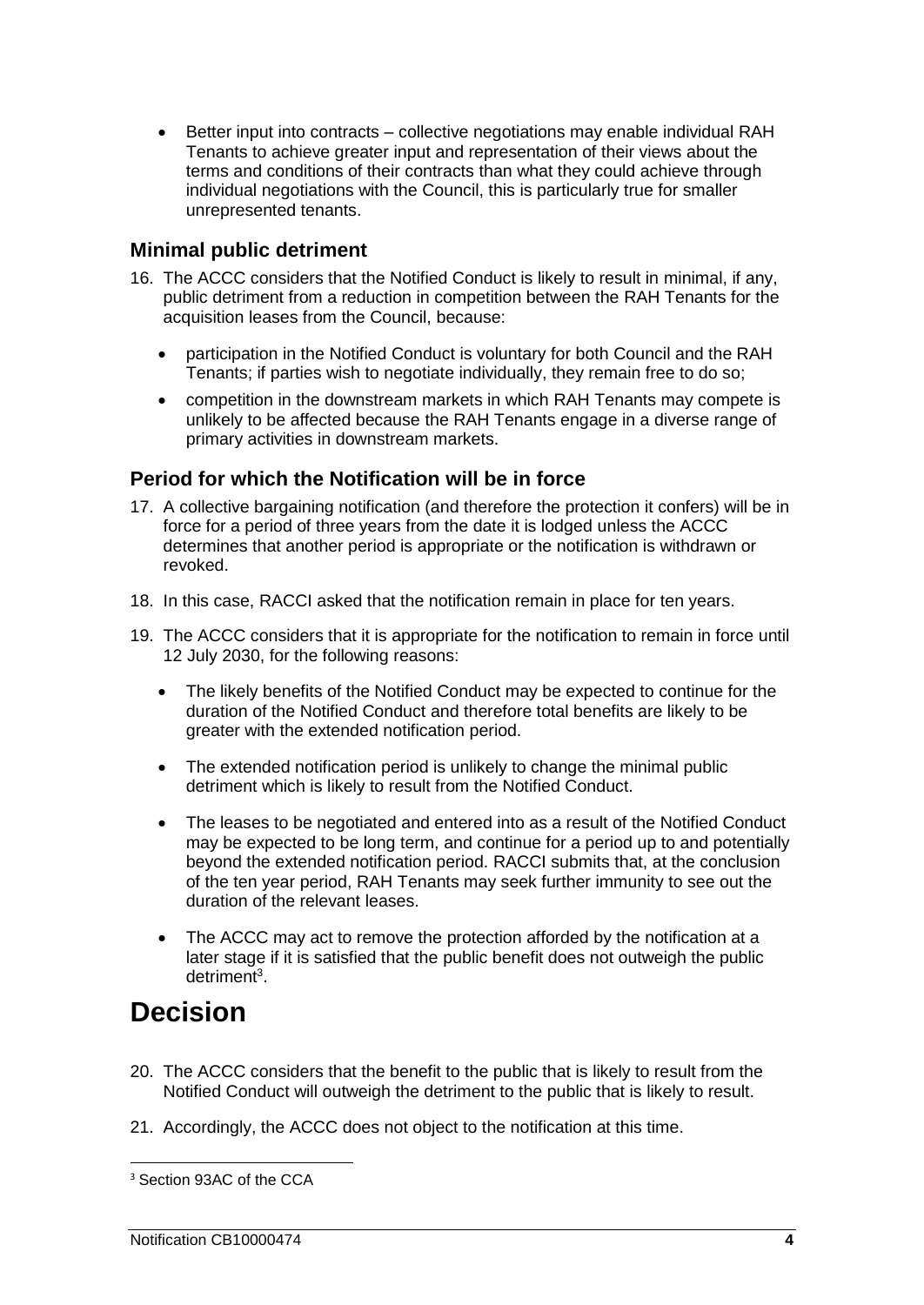- Better input into contracts – collective negotiations may enable individual RAH Tenants to achieve greater input and representation of their views about the terms and conditions of their contracts than what they could achieve through individual negotiations with the Council, this is particularly true for smaller unrepresented tenants.

### Minimal public detriment

16. The ACCC considers that the Notified Conduct is likely to result in minimal, if any, public detriment from a reduction in competition between the RAH Tenants for the acquisition leases from the Council, because:
    - participation in the Notified Conduct is voluntary for both Council and the RAH Tenants; if parties wish to negotiate individually, they remain free to do so;
    - competition in the downstream markets in which RAH Tenants may compete is unlikely to be affected because the RAH Tenants engage in a diverse range of primary activities in downstream markets.

### Period for which the Notification will be in force

17. A collective bargaining notification (and therefore the protection it confers) will be in force for a period of three years from the date it is lodged unless the ACCC determines that another period is appropriate or the notification is withdrawn or revoked.
18. In this case, RACCI asked that the notification remain in place for ten years.
19. The ACCC considers that it is appropriate for the notification to remain in force until 12 July 2030, for the following reasons:
    - The likely benefits of the Notified Conduct may be expected to continue for the duration of the Notified Conduct and therefore total benefits are likely to be greater with the extended notification period.
    - The extended notification period is unlikely to change the minimal public detriment which is likely to result from the Notified Conduct.
    - The leases to be negotiated and entered into as a result of the Notified Conduct may be expected to be long term, and continue for a period up to and potentially beyond the extended notification period. RACCI submits that, at the conclusion of the ten year period, RAH Tenants may seek further immunity to see out the duration of the relevant leases.
    - The ACCC may act to remove the protection afforded by the notification at a later stage if it is satisfied that the public benefit does not outweigh the public detriment[3].

# Decision

20. The ACCC considers that the benefit to the public that is likely to result from the Notified Conduct will outweigh the detriment to the public that is likely to result.
21. Accordingly, the ACCC does not object to the notification at this time.

[3] Section 93AC of the CCA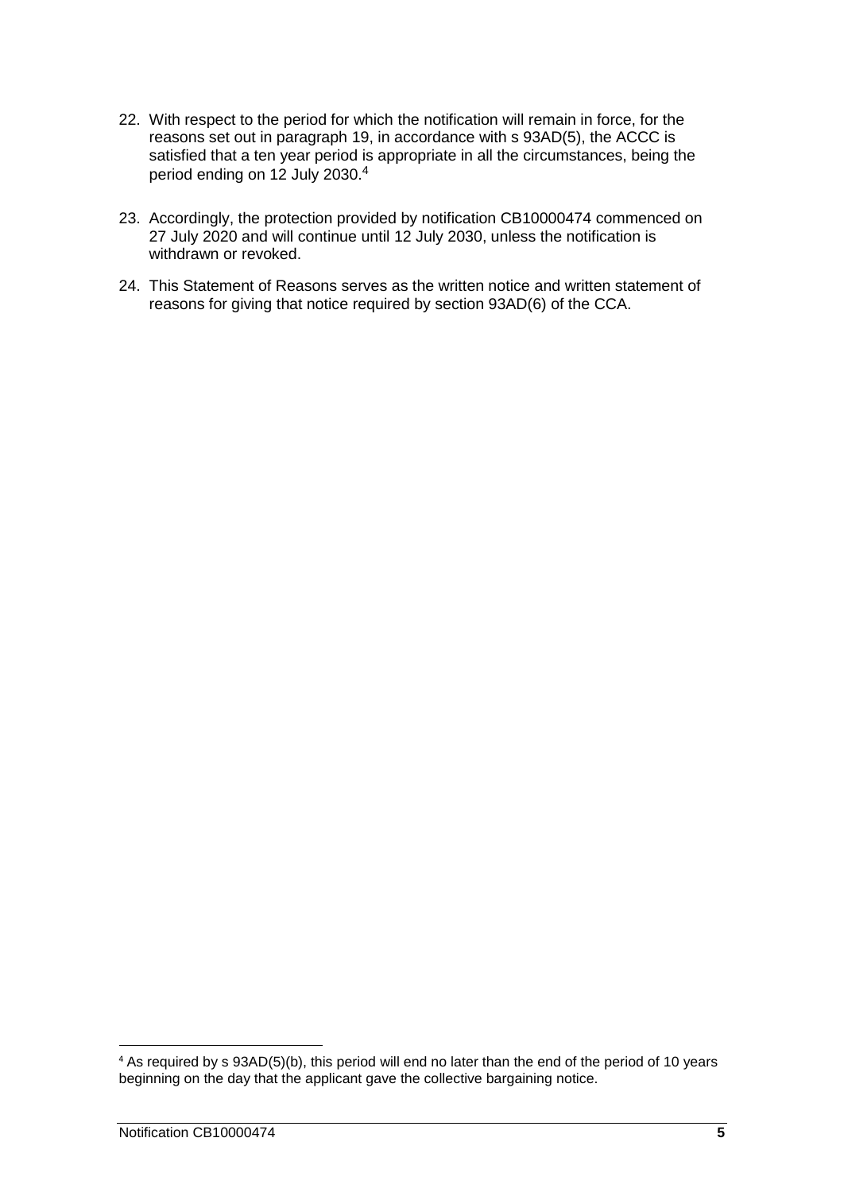22. With respect to the period for which the notification will remain in force, for the reasons set out in paragraph 19, in accordance with s 93AD(5), the ACCC is satisfied that a ten year period is appropriate in all the circumstances, being the period ending on 12 July 2030.[4]

23. Accordingly, the protection provided by notification CB10000474 commenced on 27 July 2020 and will continue until 12 July 2030, unless the notification is withdrawn or revoked.

24. This Statement of Reasons serves as the written notice and written statement of reasons for giving that notice required by section 93AD(6) of the CCA.

---

[4] As required by s 93AD(5)(b), this period will end no later than the end of the period of 10 years beginning on the day that the applicant gave the collective bargaining notice.